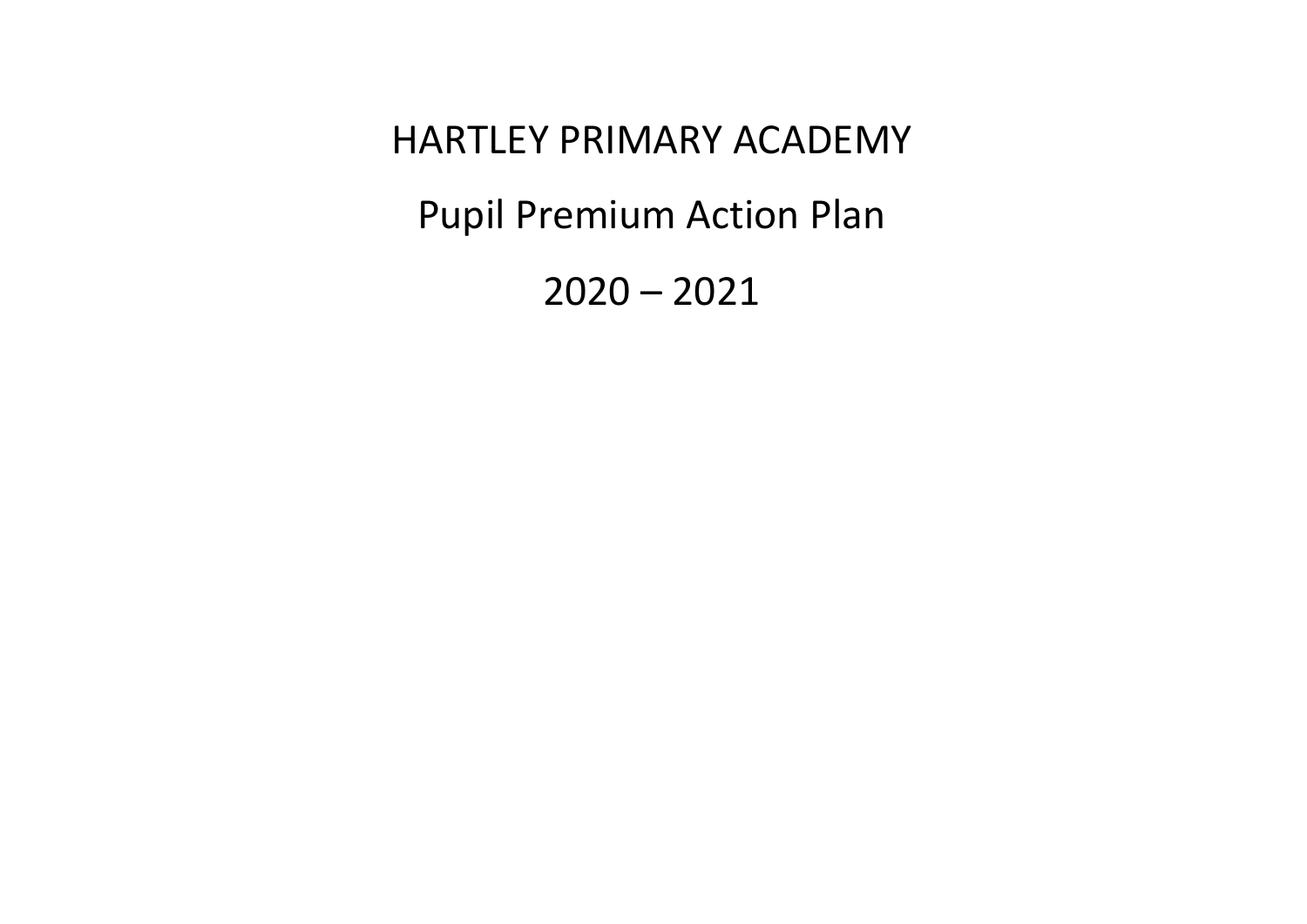# HARTLEY PRIMARY ACADEMY

## Pupil Premium Action Plan

## 2020 – 2021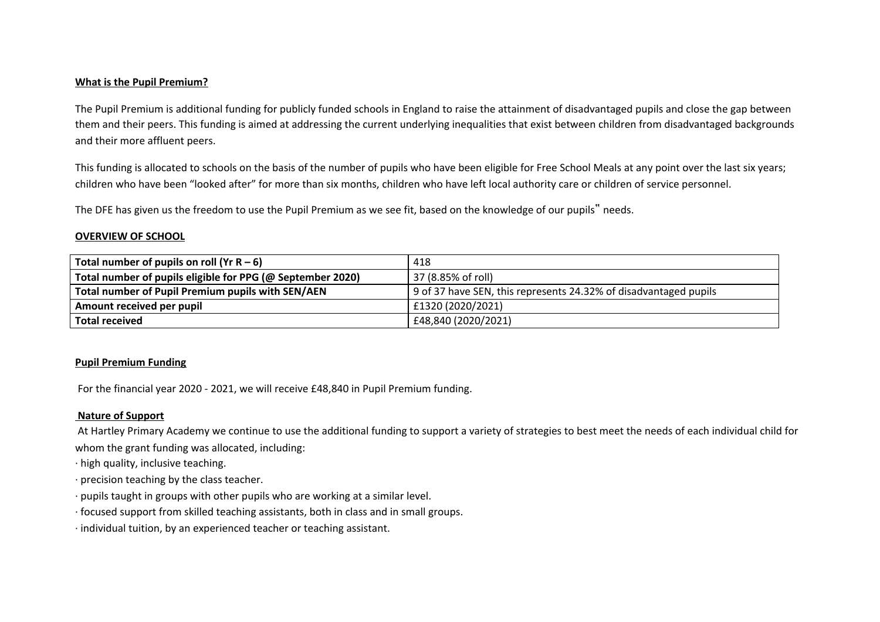**What is the Pupil Premium?**

The Pupil Premium is additional funding for publicly funded schools in England to raise the attainment of disadvantaged pupils and close the gap between them and their peers. This funding is aimed at addressing the current underlying inequalities that exist between children from disadvantaged backgrounds and their more affluent peers.

This funding is allocated to schools on the basis of the number of pupils who have been eligible for Free School Meals at any point over the last six years; children who have been "looked after" for more than six months, children who have left local authority care or children of service personnel.

The DFE has given us the freedom to use the Pupil Premium as we see fit, based on the knowledge of our pupils" needs.

**OVERVIEW OF SCHOOL**

| **Total number of pupils on roll (Yr R – 6)** | 418 |
|---|---|
| **Total number of pupils eligible for PPG (@ September 2020)** | 37 (8.85% of roll) |
| **Total number of Pupil Premium pupils with SEN/AEN** | 9 of 37 have SEN, this represents 24.32% of disadvantaged pupils |
| **Amount received per pupil** | £1320 (2020/2021) |
| **Total received** | £48,840 (2020/2021) |

**Pupil Premium Funding**

For the financial year 2020 - 2021, we will receive £48,840 in Pupil Premium funding.

**Nature of Support**

At Hartley Primary Academy we continue to use the additional funding to support a variety of strategies to best meet the needs of each individual child for whom the grant funding was allocated, including:

- high quality, inclusive teaching.
- precision teaching by the class teacher.
- pupils taught in groups with other pupils who are working at a similar level.
- focused support from skilled teaching assistants, both in class and in small groups.
- individual tuition, by an experienced teacher or teaching assistant.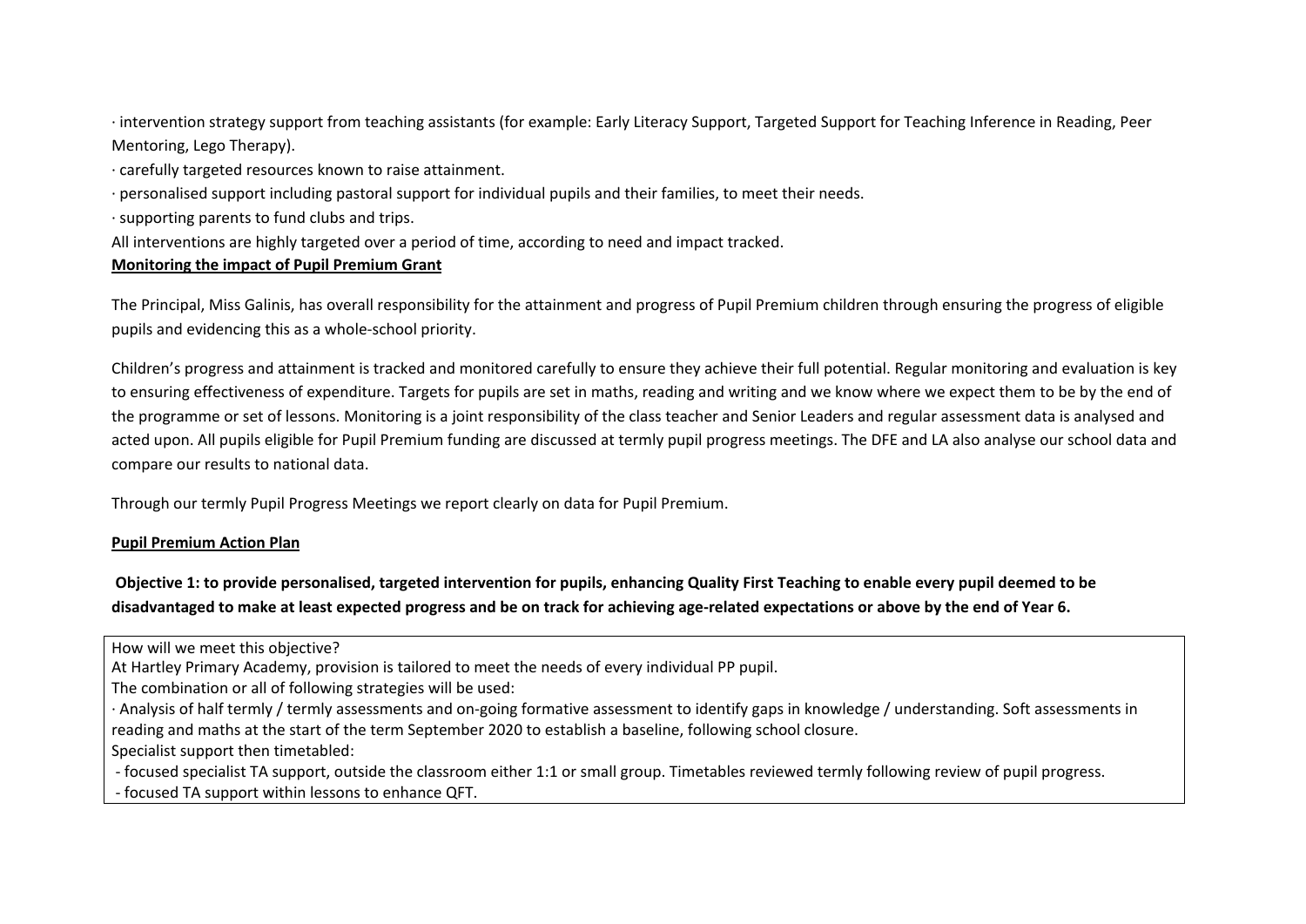· intervention strategy support from teaching assistants (for example: Early Literacy Support, Targeted Support for Teaching Inference in Reading, Peer Mentoring, Lego Therapy).

· carefully targeted resources known to raise attainment.

· personalised support including pastoral support for individual pupils and their families, to meet their needs.

· supporting parents to fund clubs and trips.

All interventions are highly targeted over a period of time, according to need and impact tracked.

**Monitoring the impact of Pupil Premium Grant**

The Principal, Miss Galinis, has overall responsibility for the attainment and progress of Pupil Premium children through ensuring the progress of eligible pupils and evidencing this as a whole-school priority.

Children's progress and attainment is tracked and monitored carefully to ensure they achieve their full potential. Regular monitoring and evaluation is key to ensuring effectiveness of expenditure. Targets for pupils are set in maths, reading and writing and we know where we expect them to be by the end of the programme or set of lessons. Monitoring is a joint responsibility of the class teacher and Senior Leaders and regular assessment data is analysed and acted upon. All pupils eligible for Pupil Premium funding are discussed at termly pupil progress meetings. The DFE and LA also analyse our school data and compare our results to national data.

Through our termly Pupil Progress Meetings we report clearly on data for Pupil Premium.

**Pupil Premium Action Plan**

**Objective 1: to provide personalised, targeted intervention for pupils, enhancing Quality First Teaching to enable every pupil deemed to be disadvantaged to make at least expected progress and be on track for achieving age-related expectations or above by the end of Year 6.**

| How will we meet this objective?<br>At Hartley Primary Academy, provision is tailored to meet the needs of every individual PP pupil.<br>The combination or all of following strategies will be used:<br>· Analysis of half termly / termly assessments and on-going formative assessment to identify gaps in knowledge / understanding. Soft assessments in reading and maths at the start of the term September 2020 to establish a baseline, following school closure.<br>Specialist support then timetabled:<br>- focused specialist TA support, outside the classroom either 1:1 or small group. Timetables reviewed termly following review of pupil progress.<br>- focused TA support within lessons to enhance QFT. |
|---|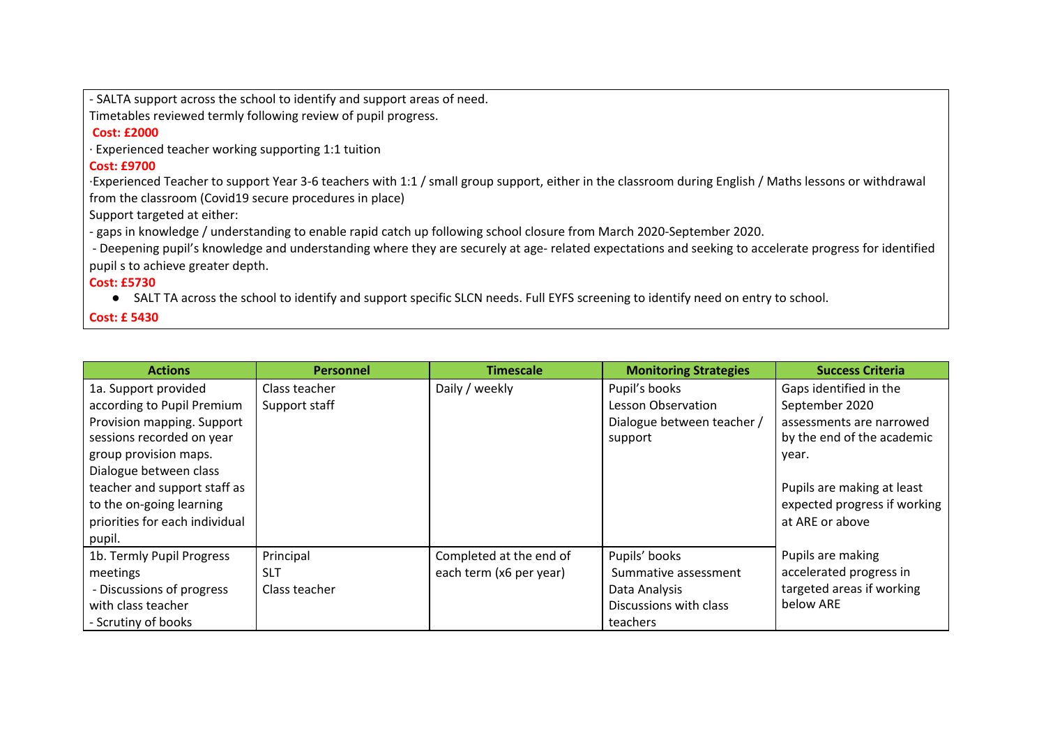- SALTA support across the school to identify and support areas of need.
Timetables reviewed termly following review of pupil progress.
**Cost: £2000**
· Experienced teacher working supporting 1:1 tuition
**Cost: £9700**
·Experienced Teacher to support Year 3-6 teachers with 1:1 / small group support, either in the classroom during English / Maths lessons or withdrawal from the classroom (Covid19 secure procedures in place)
Support targeted at either:
- gaps in knowledge / understanding to enable rapid catch up following school closure from March 2020-September 2020.
- Deepening pupil's knowledge and understanding where they are securely at age- related expectations and seeking to accelerate progress for identified pupil s to achieve greater depth.
**Cost: £5730**

- SALT TA across the school to identify and support specific SLCN needs. Full EYFS screening to identify need on entry to school.

**Cost: £ 5430**

| Actions | Personnel | Timescale | Monitoring Strategies | Success Criteria |
|---|---|---|---|---|
| 1a. Support provided according to Pupil Premium Provision mapping. Support sessions recorded on year group provision maps. Dialogue between class teacher and support staff as to the on-going learning priorities for each individual pupil. | Class teacher<br>Support staff | Daily / weekly | Pupil's books<br>Lesson Observation<br>Dialogue between teacher / support | Gaps identified in the September 2020 assessments are narrowed by the end of the academic year.<br><br>Pupils are making at least expected progress if working at ARE or above<br><br>Pupils are making accelerated progress in targeted areas if working below ARE |
| 1b. Termly Pupil Progress meetings<br>- Discussions of progress with class teacher<br>- Scrutiny of books | Principal<br>SLT<br>Class teacher | Completed at the end of each term (x6 per year) | Pupils' books<br>Summative assessment<br>Data Analysis<br>Discussions with class teachers | |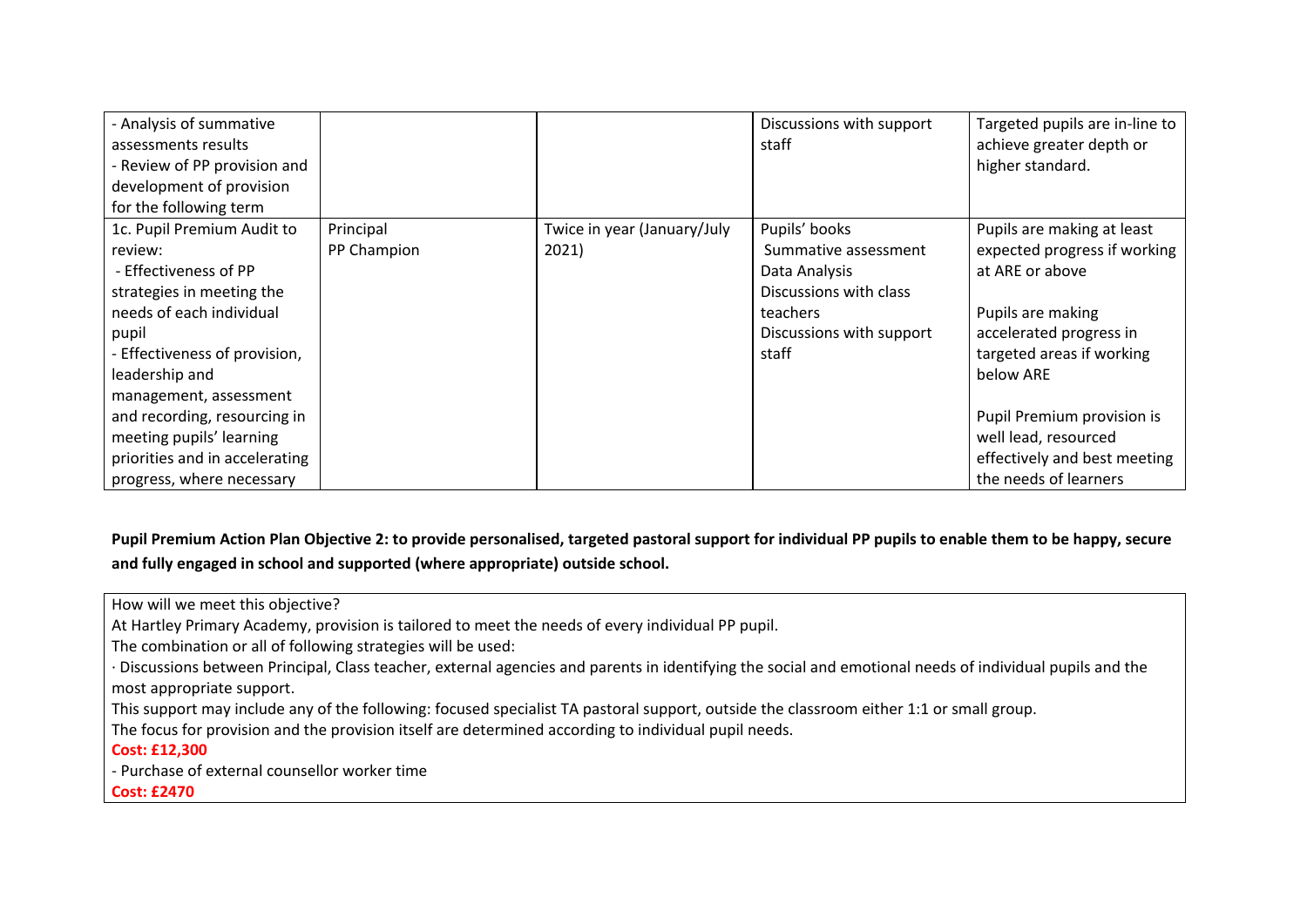| | | | | |
|---|---|---|---|---|
| - Analysis of summative assessments results<br>- Review of PP provision and development of provision for the following term | | | Discussions with support staff | Targeted pupils are in-line to achieve greater depth or higher standard. |
| 1c. Pupil Premium Audit to review:<br>- Effectiveness of PP strategies in meeting the needs of each individual pupil<br>- Effectiveness of provision, leadership and management, assessment and recording, resourcing in meeting pupils' learning priorities and in accelerating progress, where necessary | Principal<br>PP Champion | Twice in year (January/July 2021) | Pupils' books<br>Summative assessment<br>Data Analysis<br>Discussions with class teachers<br>Discussions with support staff | Pupils are making at least expected progress if working at ARE or above<br><br>Pupils are making accelerated progress in targeted areas if working below ARE<br><br>Pupil Premium provision is well lead, resourced effectively and best meeting the needs of learners |

**Pupil Premium Action Plan Objective 2: to provide personalised, targeted pastoral support for individual PP pupils to enable them to be happy, secure and fully engaged in school and supported (where appropriate) outside school.**

| How will we meet this objective? |
|---|
| At Hartley Primary Academy, provision is tailored to meet the needs of every individual PP pupil.<br>The combination or all of following strategies will be used:<br>· Discussions between Principal, Class teacher, external agencies and parents in identifying the social and emotional needs of individual pupils and the most appropriate support.<br>This support may include any of the following: focused specialist TA pastoral support, outside the classroom either 1:1 or small group.<br>The focus for provision and the provision itself are determined according to individual pupil needs.<br>**Cost: £12,300**<br>- Purchase of external counsellor worker time<br>**Cost: £2470** |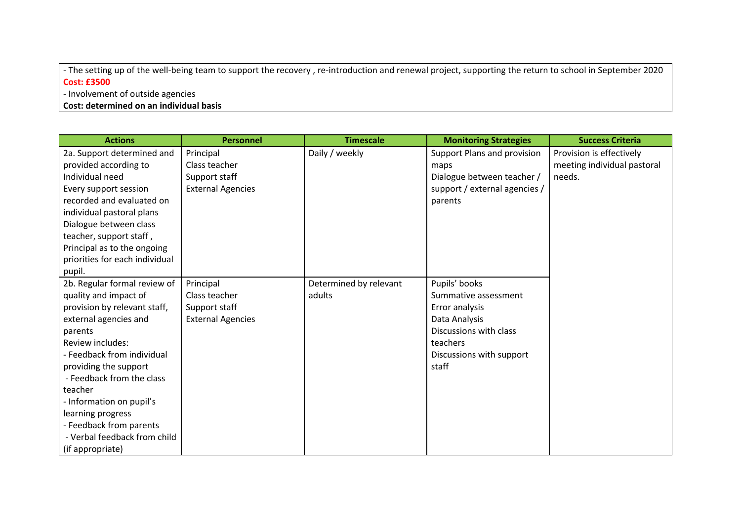- The setting up of the well-being team to support the recovery , re-introduction and renewal project, supporting the return to school in September 2020
**Cost: £3500**
- Involvement of outside agencies
**Cost: determined on an individual basis**

| Actions | Personnel | Timescale | Monitoring Strategies | Success Criteria |
|---|---|---|---|---|
| 2a. Support determined and provided according to Individual need<br>Every support session recorded and evaluated on individual pastoral plans<br>Dialogue between class teacher, support staff , Principal as to the ongoing priorities for each individual pupil. | Principal<br>Class teacher<br>Support staff<br>External Agencies | Daily / weekly | Support Plans and provision maps<br>Dialogue between teacher / support / external agencies / parents | Provision is effectively meeting individual pastoral needs. |
| 2b. Regular formal review of quality and impact of provision by relevant staff, external agencies and parents<br>Review includes:<br>- Feedback from individual providing the support<br>- Feedback from the class teacher<br>- Information on pupil's learning progress<br>- Feedback from parents<br>- Verbal feedback from child (if appropriate) | Principal<br>Class teacher<br>Support staff<br>External Agencies | Determined by relevant adults | Pupils' books<br>Summative assessment<br>Error analysis<br>Data Analysis<br>Discussions with class teachers<br>Discussions with support staff | |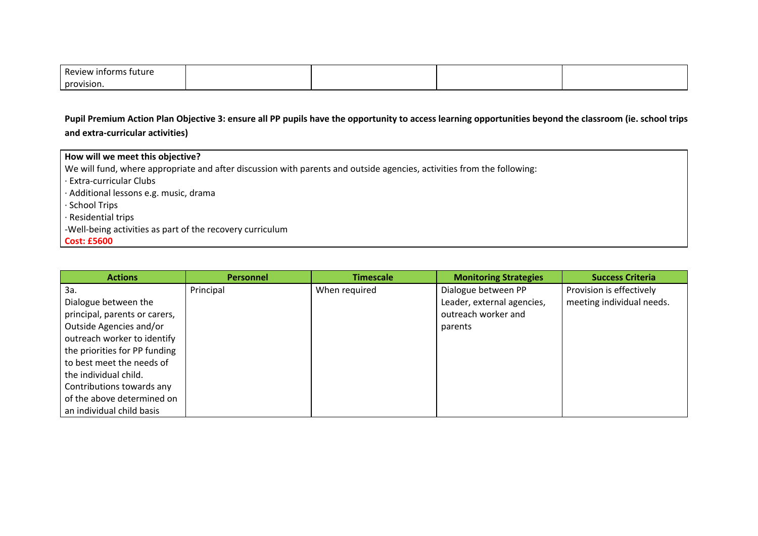| | | | | |
|---|---|---|---|---|
| Review informs future provision. | | | | |

**Pupil Premium Action Plan Objective 3: ensure all PP pupils have the opportunity to access learning opportunities beyond the classroom (ie. school trips and extra-curricular activities)**

| How will we meet this objective? |
|---|
| We will fund, where appropriate and after discussion with parents and outside agencies, activities from the following:<br>· Extra-curricular Clubs<br>· Additional lessons e.g. music, drama<br>· School Trips<br>· Residential trips<br>-Well-being activities as part of the recovery curriculum<br>**Cost: £5600** |

| Actions | Personnel | Timescale | Monitoring Strategies | Success Criteria |
|---|---|---|---|---|
| 3a.<br>Dialogue between the principal, parents or carers, Outside Agencies and/or outreach worker to identify the priorities for PP funding to best meet the needs of the individual child.<br>Contributions towards any of the above determined on an individual child basis | Principal | When required | Dialogue between PP Leader, external agencies, outreach worker and parents | Provision is effectively meeting individual needs. |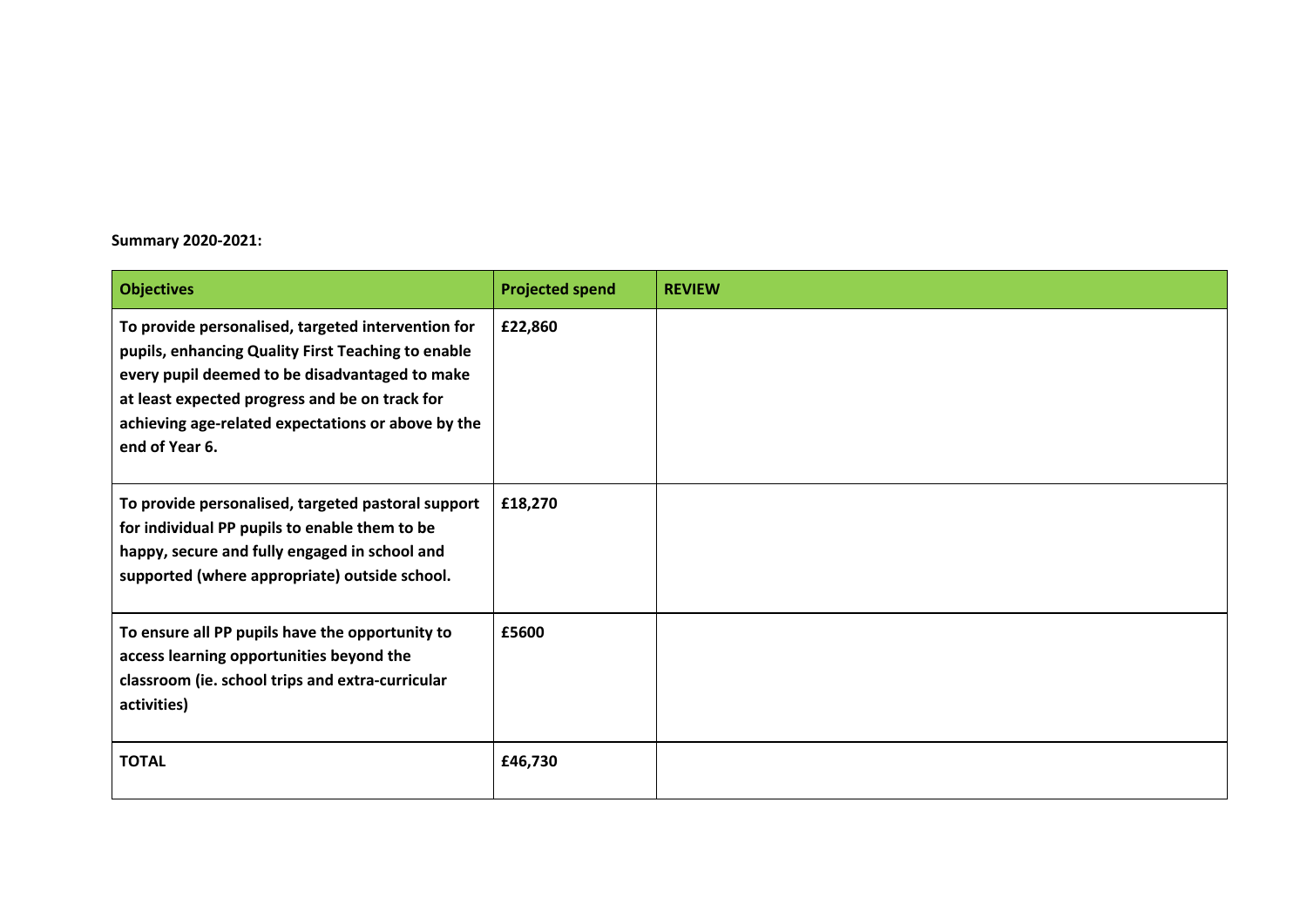**Summary 2020-2021:**

| Objectives | Projected spend | REVIEW |
|---|---|---|
| **To provide personalised, targeted intervention for pupils, enhancing Quality First Teaching to enable every pupil deemed to be disadvantaged to make at least expected progress and be on track for achieving age-related expectations or above by the end of Year 6.** | **£22,860** | |
| **To provide personalised, targeted pastoral support for individual PP pupils to enable them to be happy, secure and fully engaged in school and supported (where appropriate) outside school.** | **£18,270** | |
| **To ensure all PP pupils have the opportunity to access learning opportunities beyond the classroom (ie. school trips and extra-curricular activities)** | **£5600** | |
| **TOTAL** | **£46,730** | |